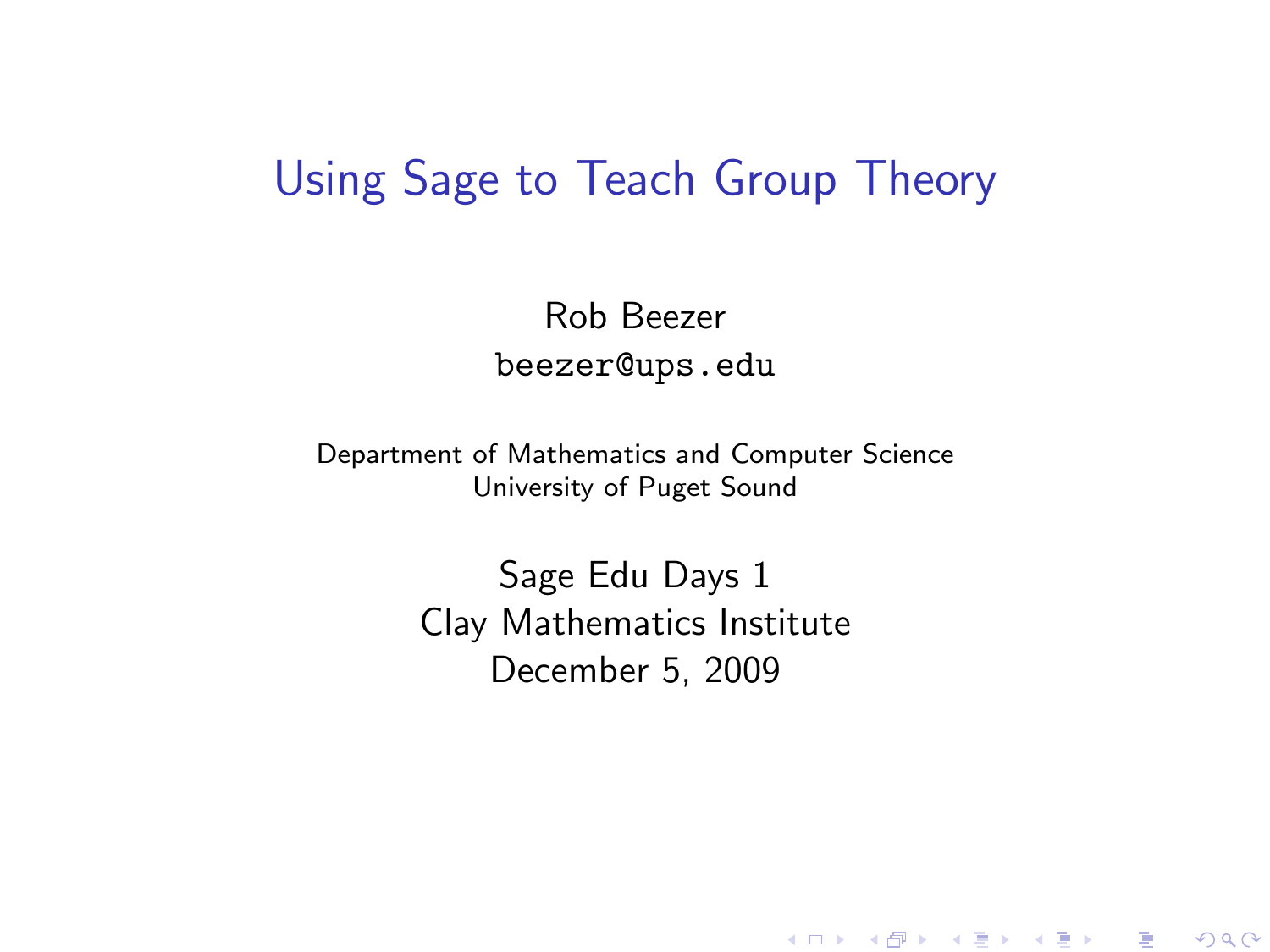# Using Sage to Teach Group Theory

Rob Beezer
`beezer@ups.edu`

Department of Mathematics and Computer Science
University of Puget Sound

Sage Edu Days 1
Clay Mathematics Institute
December 5, 2009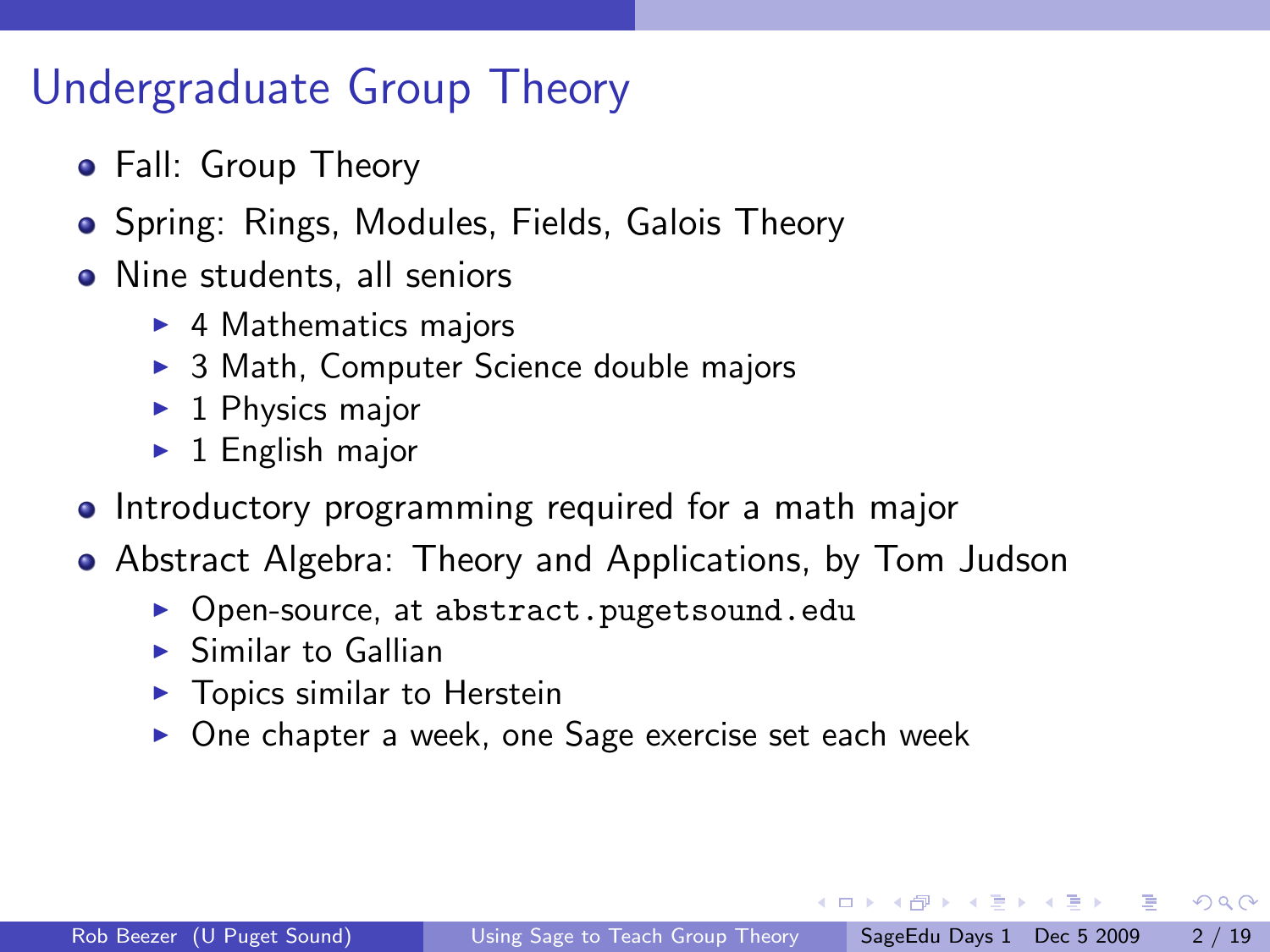# Undergraduate Group Theory

- Fall: Group Theory
- Spring: Rings, Modules, Fields, Galois Theory
- Nine students, all seniors
  - 4 Mathematics majors
  - 3 Math, Computer Science double majors
  - 1 Physics major
  - 1 English major
- Introductory programming required for a math major
- Abstract Algebra: Theory and Applications, by Tom Judson
  - Open-source, at `abstract.pugetsound.edu`
  - Similar to Gallian
  - Topics similar to Herstein
  - One chapter a week, one Sage exercise set each week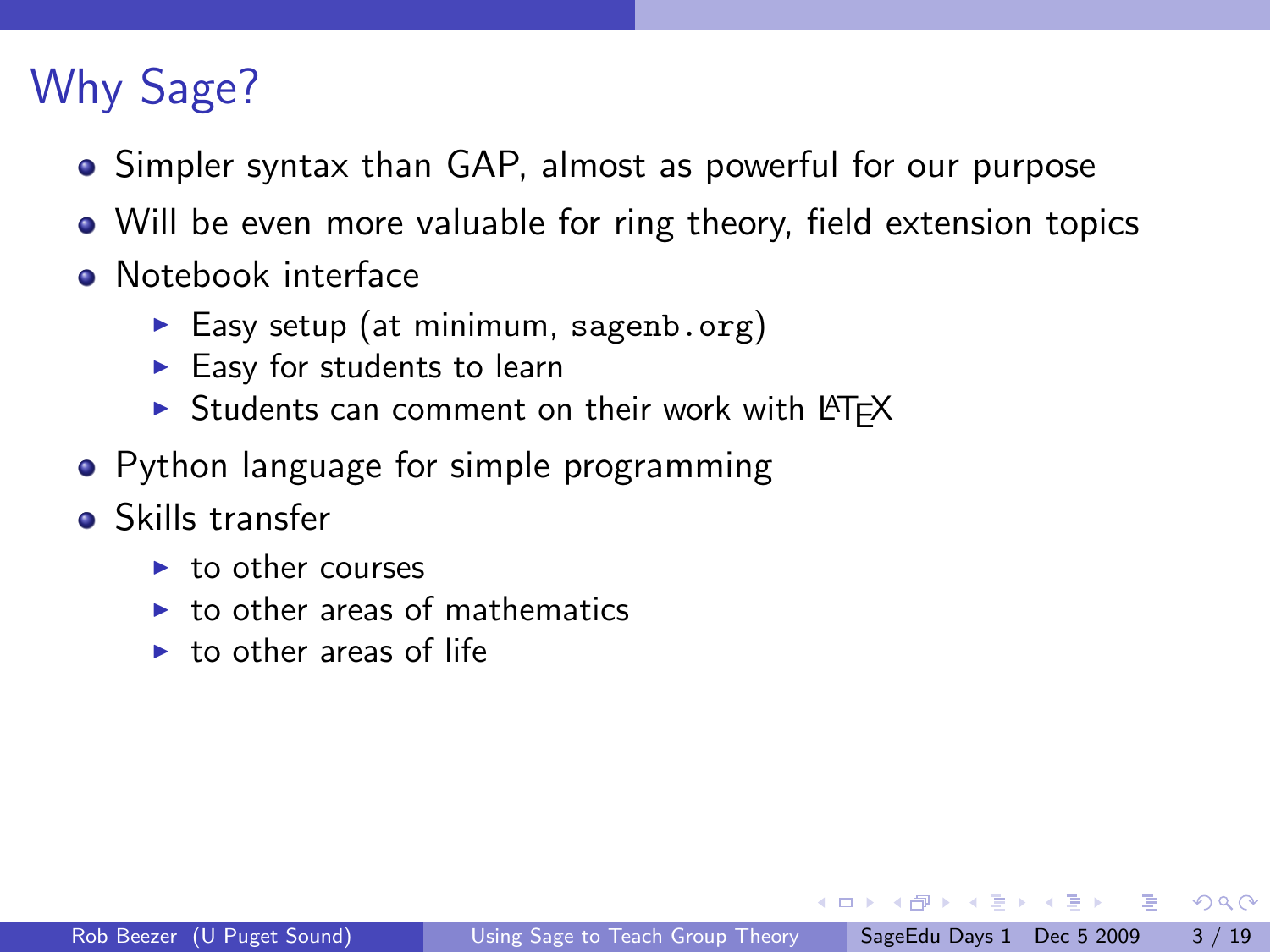# Why Sage?

- Simpler syntax than GAP, almost as powerful for our purpose
- Will be even more valuable for ring theory, field extension topics
- Notebook interface
  - Easy setup (at minimum, `sagenb.org`)
  - Easy for students to learn
  - Students can comment on their work with LaTeX
- Python language for simple programming
- Skills transfer
  - to other courses
  - to other areas of mathematics
  - to other areas of life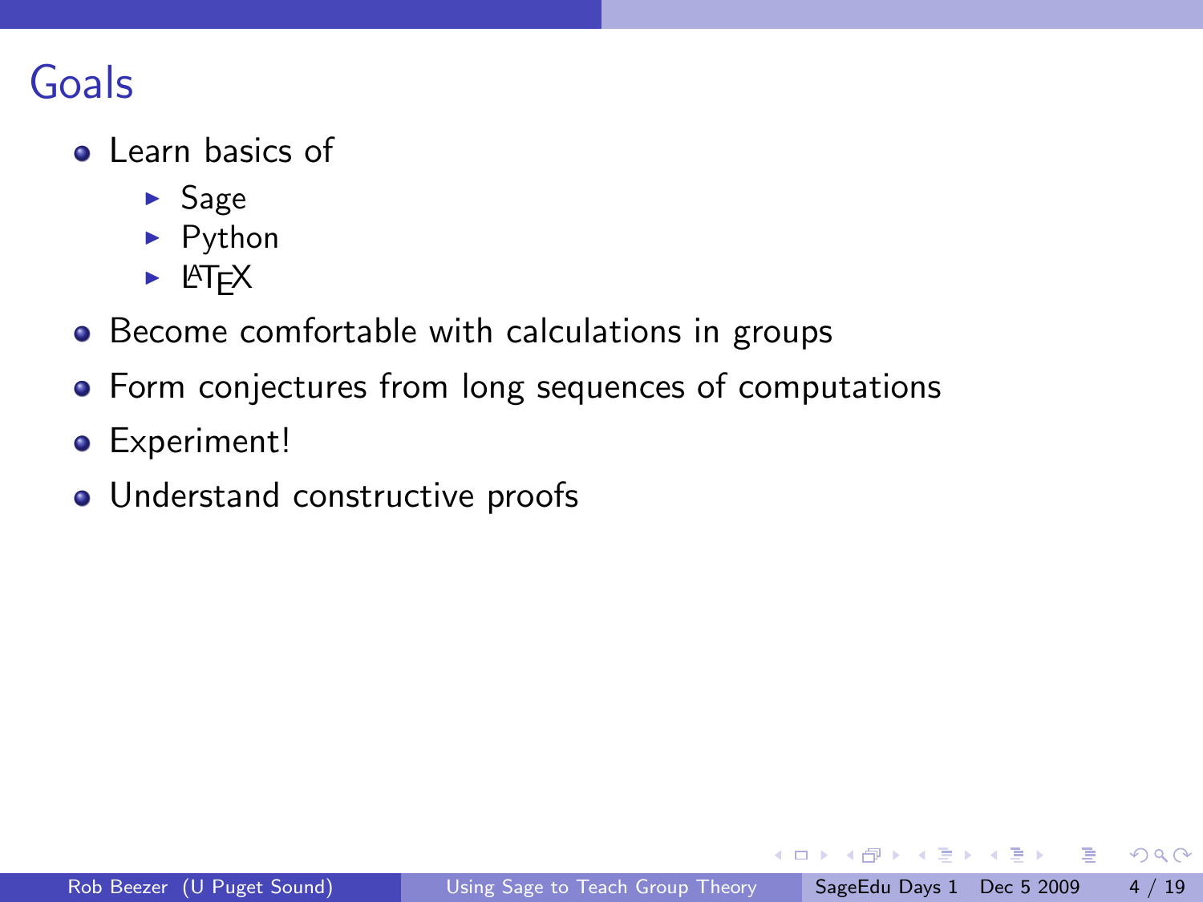# Goals

- Learn basics of
  - Sage
  - Python
  - LaTeX
- Become comfortable with calculations in groups
- Form conjectures from long sequences of computations
- Experiment!
- Understand constructive proofs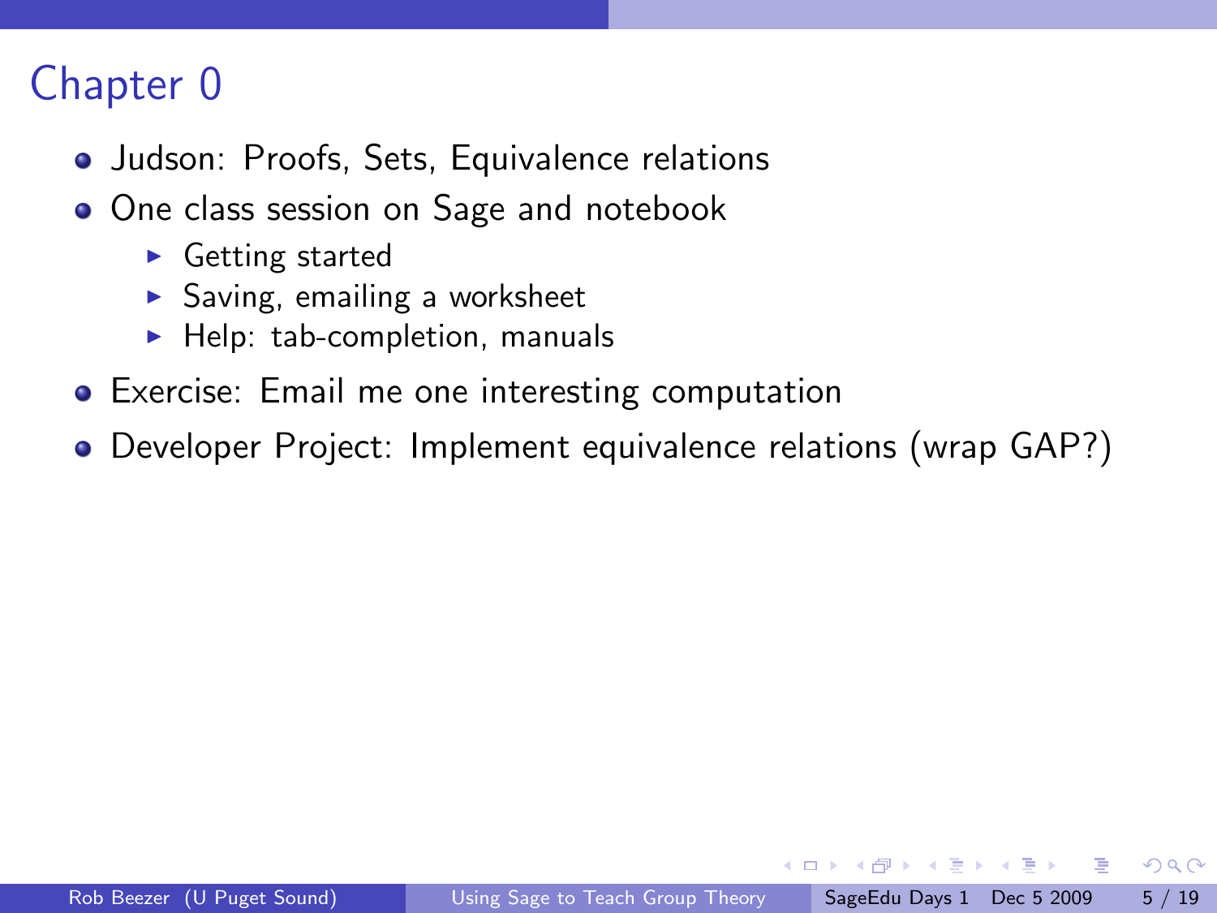# Chapter 0

- Judson: Proofs, Sets, Equivalence relations
- One class session on Sage and notebook
  - Getting started
  - Saving, emailing a worksheet
  - Help: tab-completion, manuals
- Exercise: Email me one interesting computation
- Developer Project: Implement equivalence relations (wrap GAP?)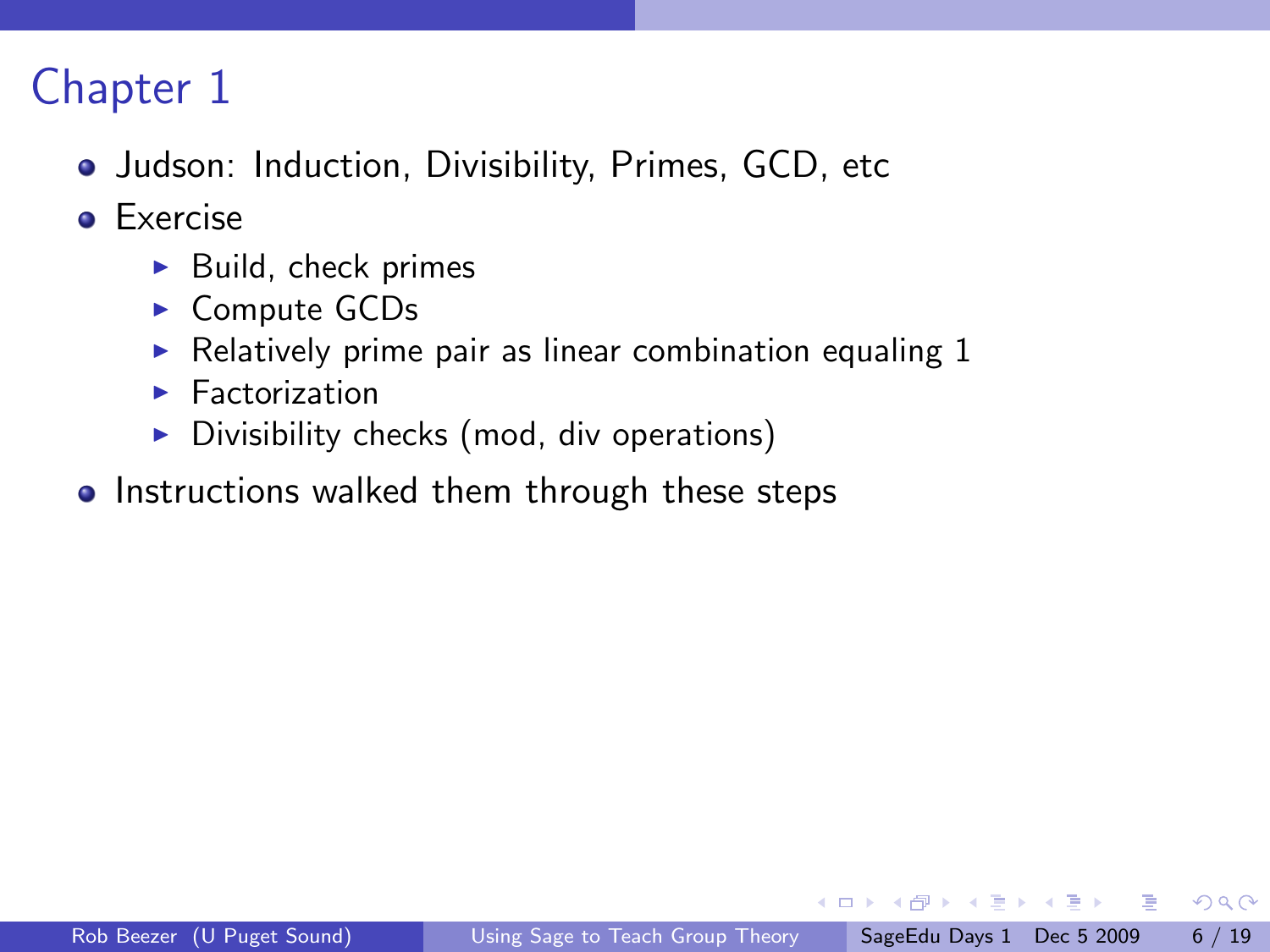# Chapter 1

- Judson: Induction, Divisibility, Primes, GCD, etc
- Exercise
  - Build, check primes
  - Compute GCDs
  - Relatively prime pair as linear combination equaling 1
  - Factorization
  - Divisibility checks (mod, div operations)
- Instructions walked them through these steps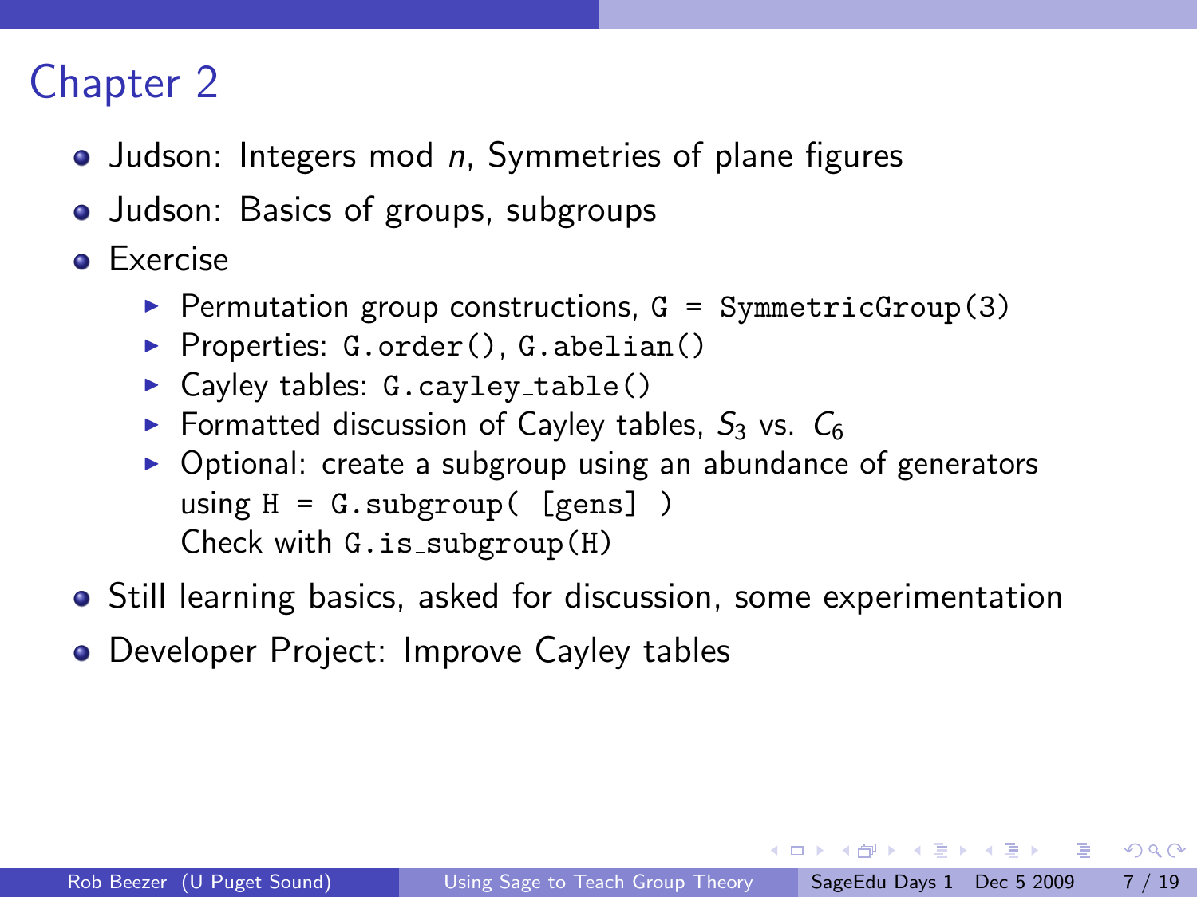# Chapter 2

- Judson: Integers mod $n$, Symmetries of plane figures
- Judson: Basics of groups, subgroups
- Exercise
  - Permutation group constructions, `G = SymmetricGroup(3)`
  - Properties: `G.order()`, `G.abelian()`
  - Cayley tables: `G.cayley_table()`
  - Formatted discussion of Cayley tables, $S_3$ vs. $C_6$
  - Optional: create a subgroup using an abundance of generators using `H = G.subgroup( [gens] )`
    Check with `G.is_subgroup(H)`
- Still learning basics, asked for discussion, some experimentation
- Developer Project: Improve Cayley tables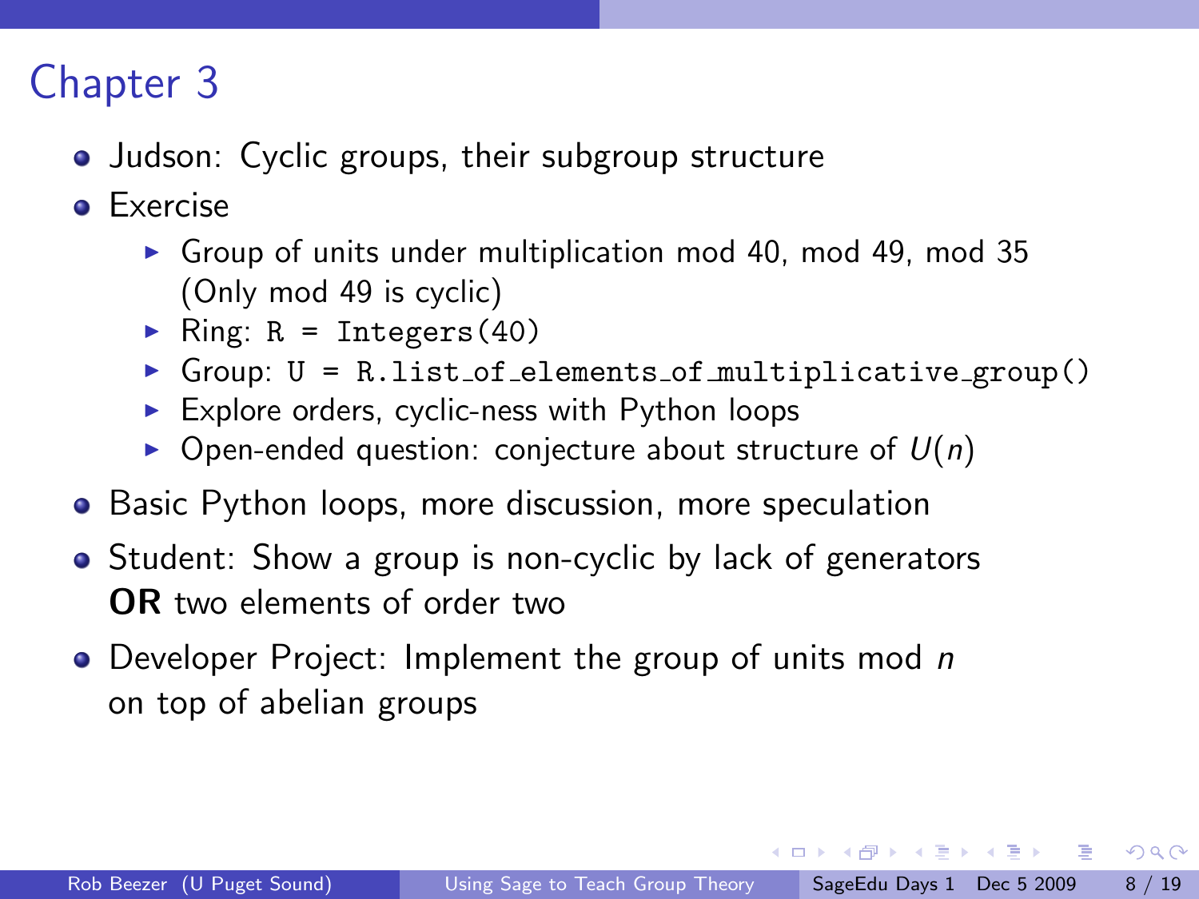# Chapter 3

- Judson: Cyclic groups, their subgroup structure
- Exercise
  - Group of units under multiplication mod 40, mod 49, mod 35 (Only mod 49 is cyclic)
  - Ring: `R = Integers(40)`
  - Group: `U = R.list_of_elements_of_multiplicative_group()`
  - Explore orders, cyclic-ness with Python loops
  - Open-ended question: conjecture about structure of $U(n)$
- Basic Python loops, more discussion, more speculation
- Student: Show a group is non-cyclic by lack of generators **OR** two elements of order two
- Developer Project: Implement the group of units mod $n$ on top of abelian groups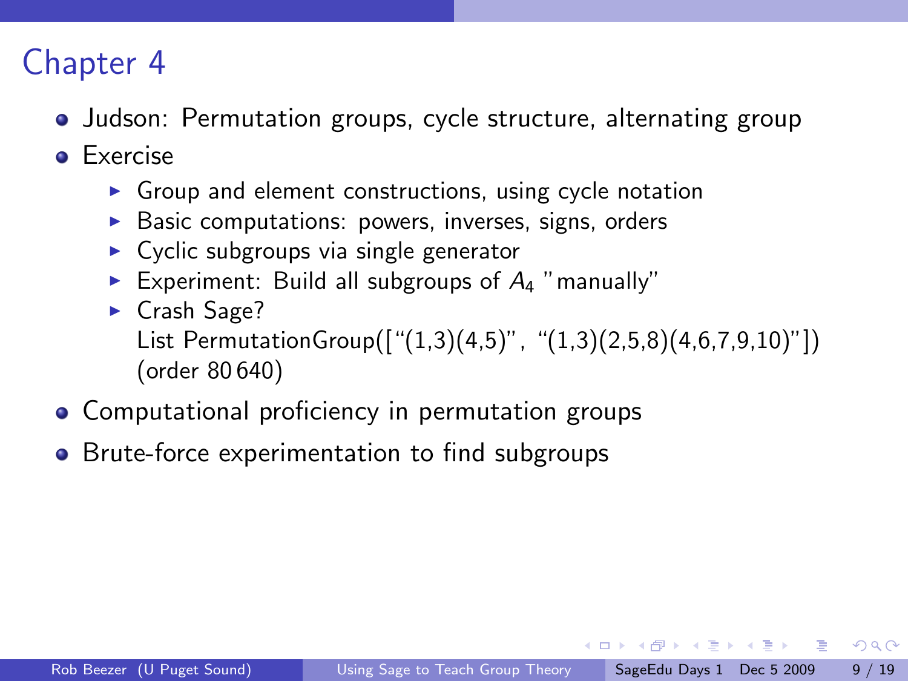# Chapter 4

- Judson: Permutation groups, cycle structure, alternating group
- Exercise
  - Group and element constructions, using cycle notation
  - Basic computations: powers, inverses, signs, orders
  - Cyclic subgroups via single generator
  - Experiment: Build all subgroups of $A_4$ "manually"
  - Crash Sage?
    List PermutationGroup(["(1,3)(4,5)", "(1,3)(2,5,8)(4,6,7,9,10)"])
    (order 80 640)
- Computational proficiency in permutation groups
- Brute-force experimentation to find subgroups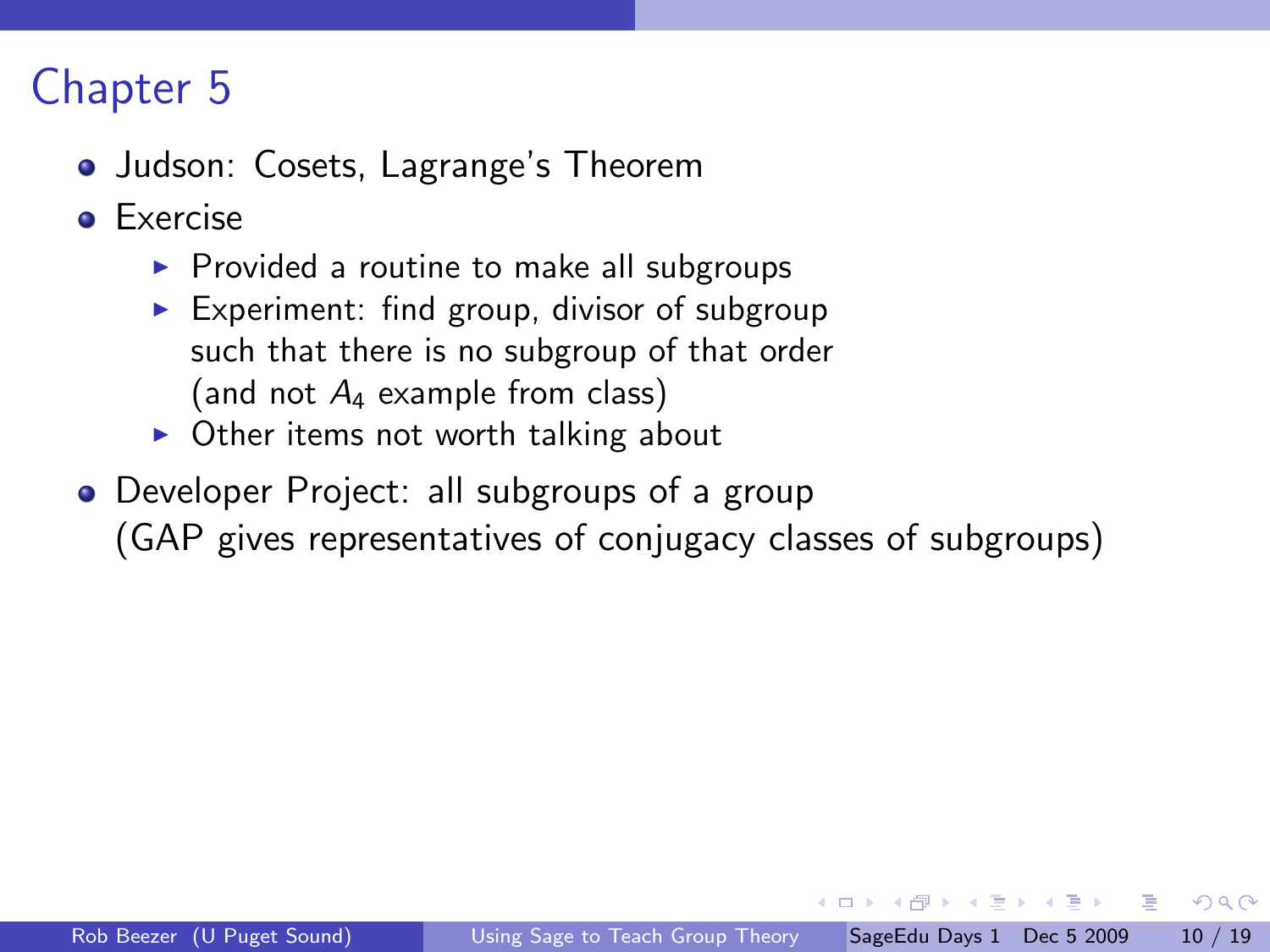# Chapter 5

- Judson: Cosets, Lagrange's Theorem
- Exercise
  - Provided a routine to make all subgroups
  - Experiment: find group, divisor of subgroup such that there is no subgroup of that order (and not $A_4$ example from class)
  - Other items not worth talking about
- Developer Project: all subgroups of a group (GAP gives representatives of conjugacy classes of subgroups)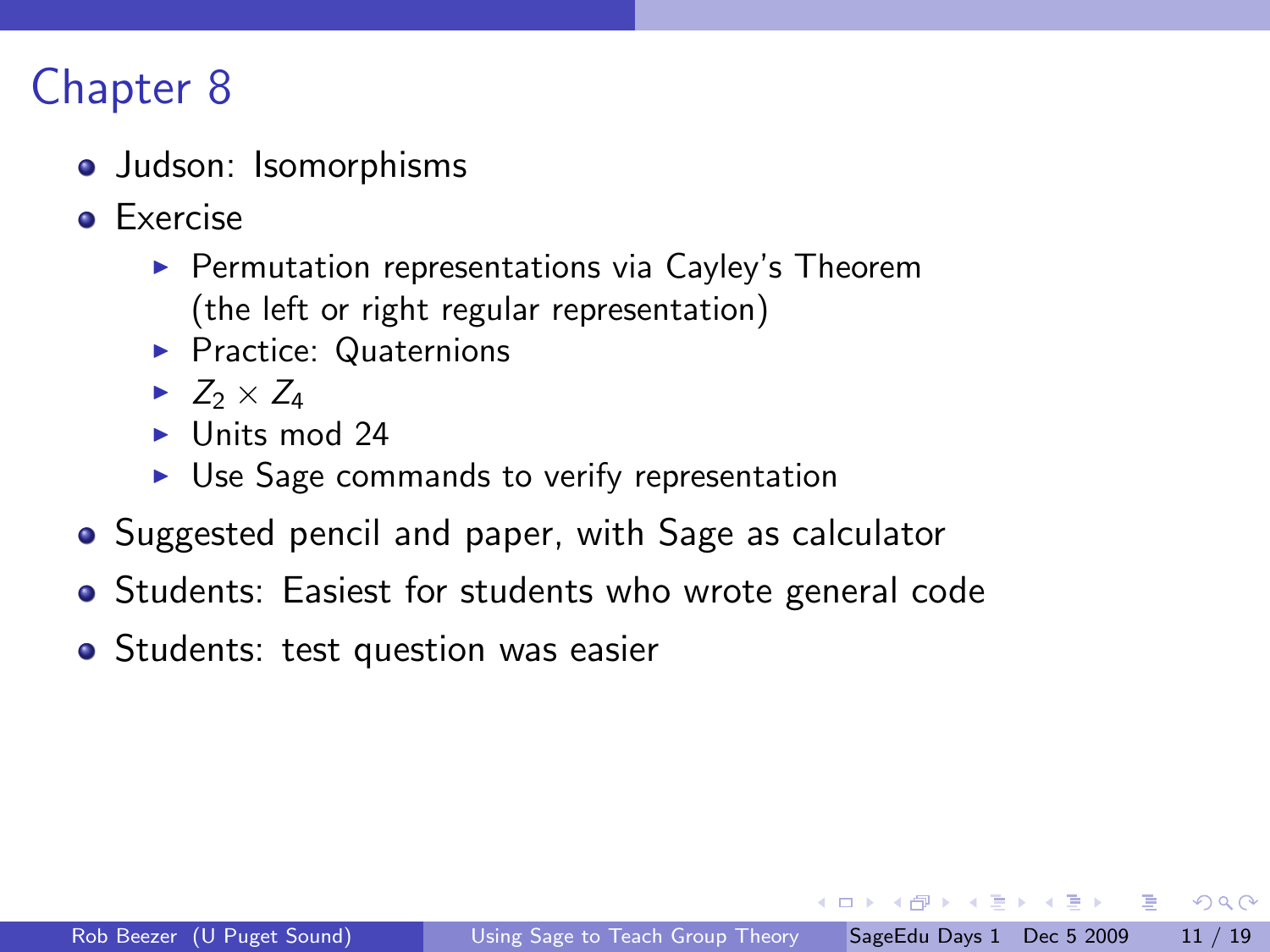# Chapter 8

- Judson: Isomorphisms
- Exercise
  - Permutation representations via Cayley's Theorem (the left or right regular representation)
  - Practice: Quaternions
  - $Z_2 \times Z_4$
  - Units mod 24
  - Use Sage commands to verify representation
- Suggested pencil and paper, with Sage as calculator
- Students: Easiest for students who wrote general code
- Students: test question was easier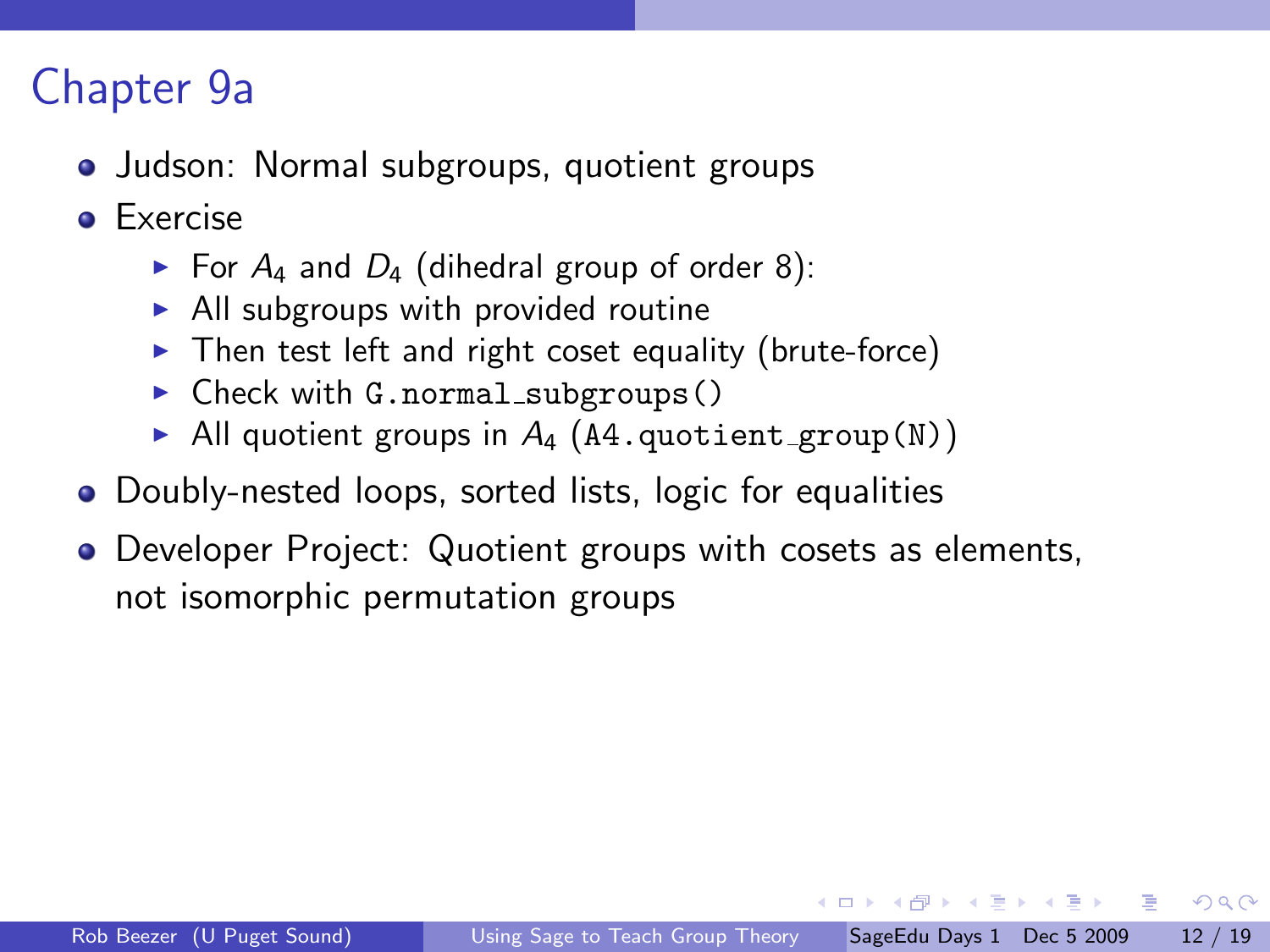# Chapter 9a

- Judson: Normal subgroups, quotient groups
- Exercise
  - For $A_4$ and $D_4$ (dihedral group of order 8):
  - All subgroups with provided routine
  - Then test left and right coset equality (brute-force)
  - Check with `G.normal_subgroups()`
  - All quotient groups in $A_4$ (`A4.quotient_group(N)`)
- Doubly-nested loops, sorted lists, logic for equalities
- Developer Project: Quotient groups with cosets as elements, not isomorphic permutation groups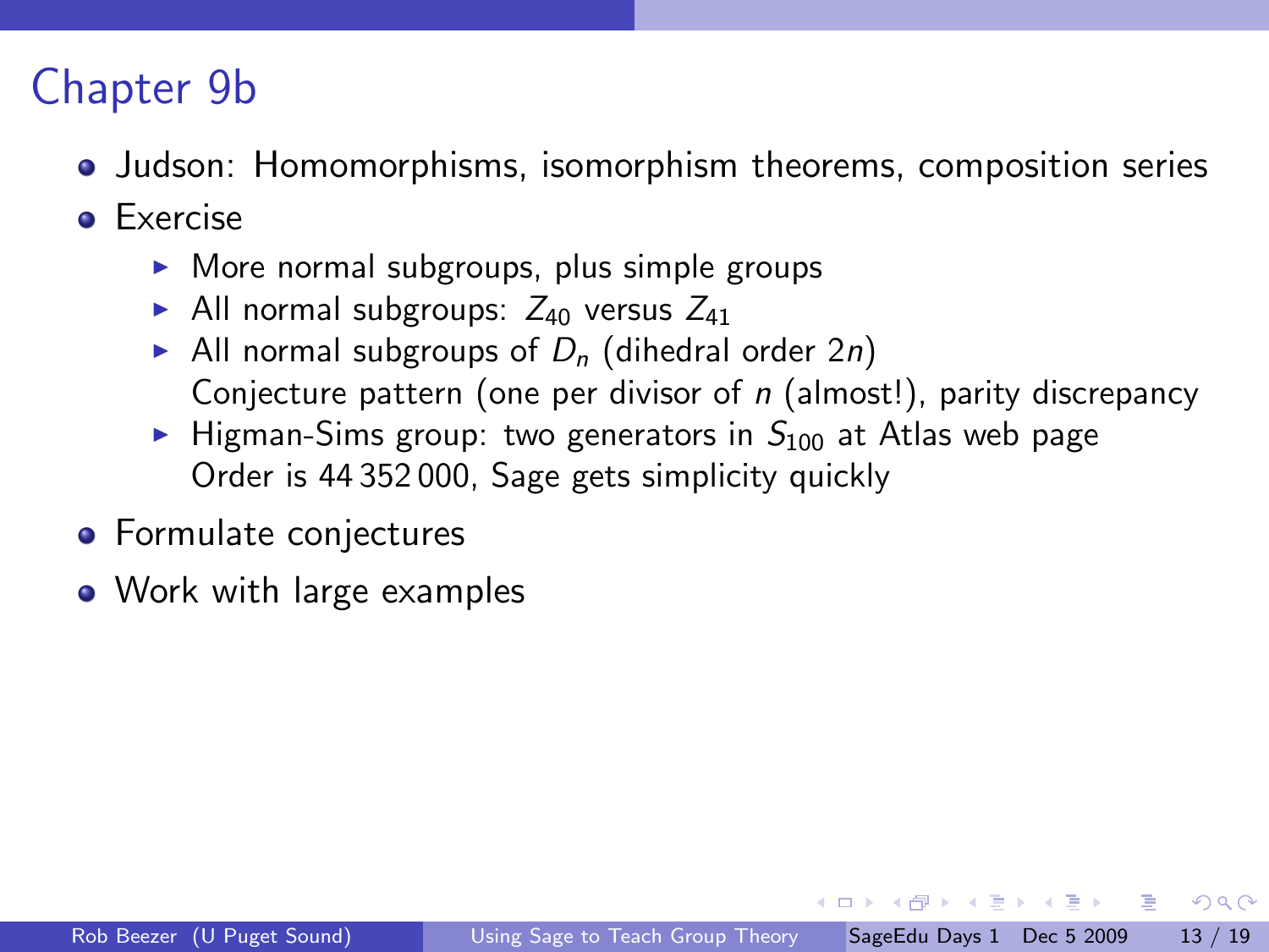# Chapter 9b

- Judson: Homomorphisms, isomorphism theorems, composition series
- Exercise
  - More normal subgroups, plus simple groups
  - All normal subgroups: $Z_{40}$ versus $Z_{41}$
  - All normal subgroups of $D_n$ (dihedral order $2n$)
    Conjecture pattern (one per divisor of $n$ (almost!), parity discrepancy
  - Higman-Sims group: two generators in $S_{100}$ at Atlas web page
    Order is 44 352 000, Sage gets simplicity quickly
- Formulate conjectures
- Work with large examples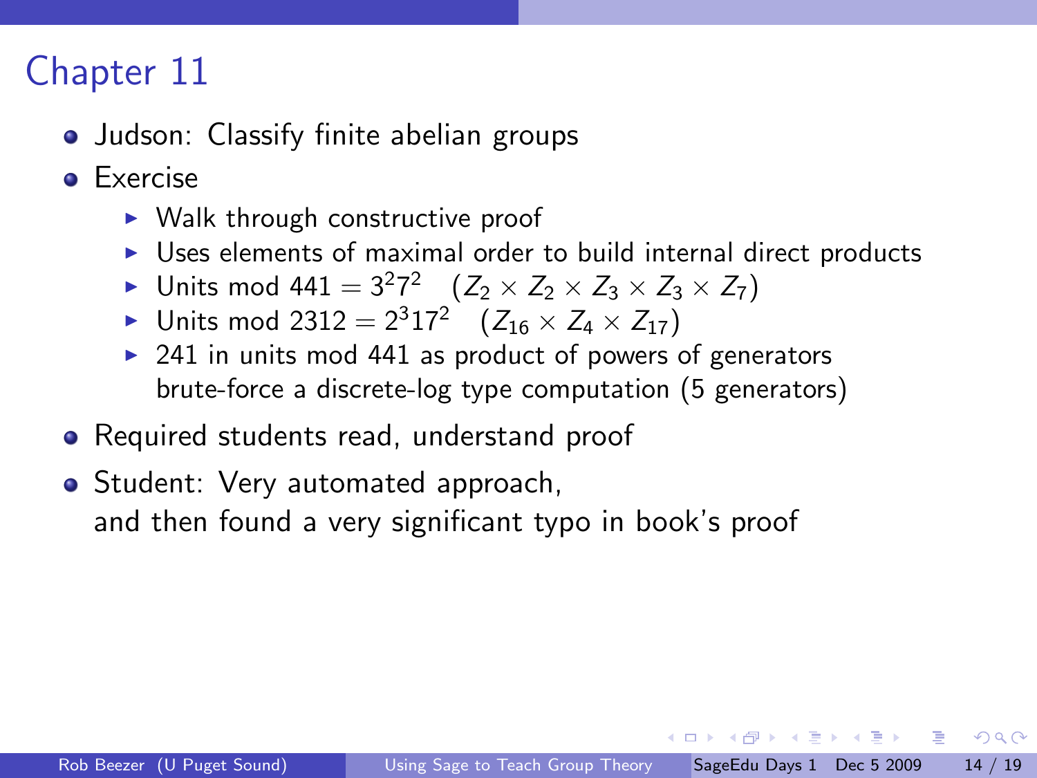# Chapter 11

- Judson: Classify finite abelian groups
- Exercise
  - Walk through constructive proof
  - Uses elements of maximal order to build internal direct products
  - Units mod $441 = 3^2 7^2$ $\quad (Z_2 \times Z_2 \times Z_3 \times Z_3 \times Z_7)$
  - Units mod $2312 = 2^3 17^2$ $\quad (Z_{16} \times Z_4 \times Z_{17})$
  - 241 in units mod 441 as product of powers of generators brute-force a discrete-log type computation (5 generators)
- Required students read, understand proof
- Student: Very automated approach, and then found a very significant typo in book's proof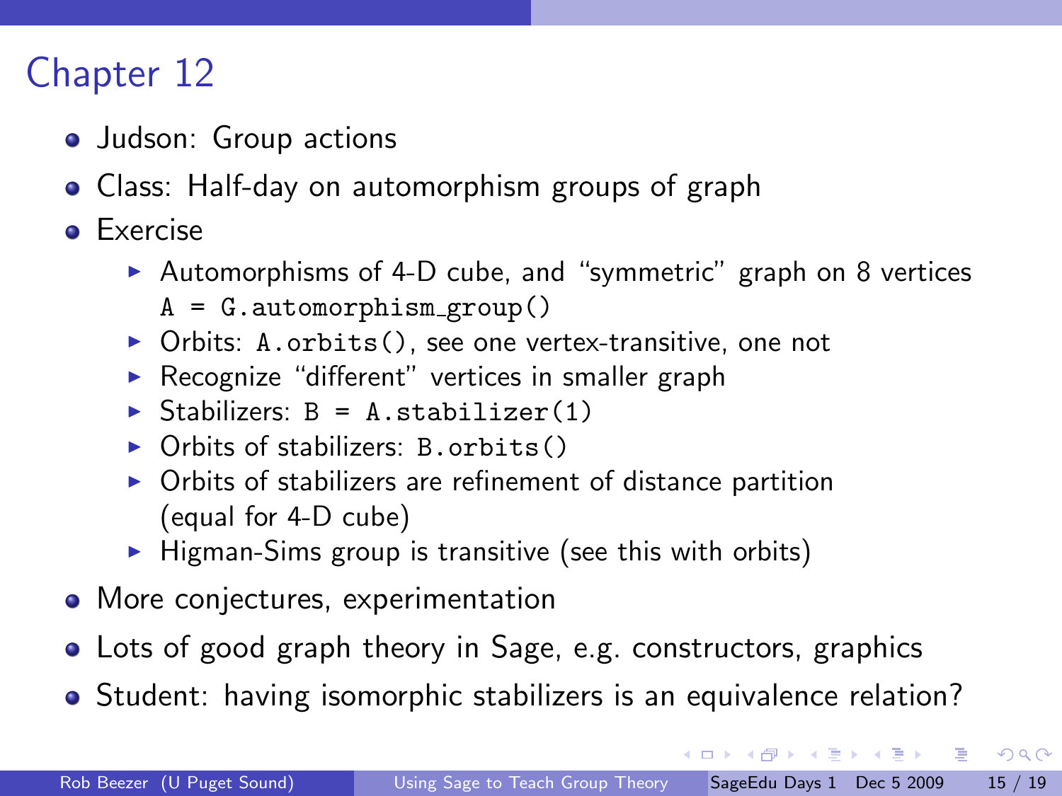# Chapter 12

- Judson: Group actions
- Class: Half-day on automorphism groups of graph
- Exercise
  - Automorphisms of 4-D cube, and “symmetric” graph on 8 vertices `A = G.automorphism_group()`
  - Orbits: `A.orbits()`, see one vertex-transitive, one not
  - Recognize “different” vertices in smaller graph
  - Stabilizers: `B = A.stabilizer(1)`
  - Orbits of stabilizers: `B.orbits()`
  - Orbits of stabilizers are refinement of distance partition (equal for 4-D cube)
  - Higman-Sims group is transitive (see this with orbits)
- More conjectures, experimentation
- Lots of good graph theory in Sage, e.g. constructors, graphics
- Student: having isomorphic stabilizers is an equivalence relation?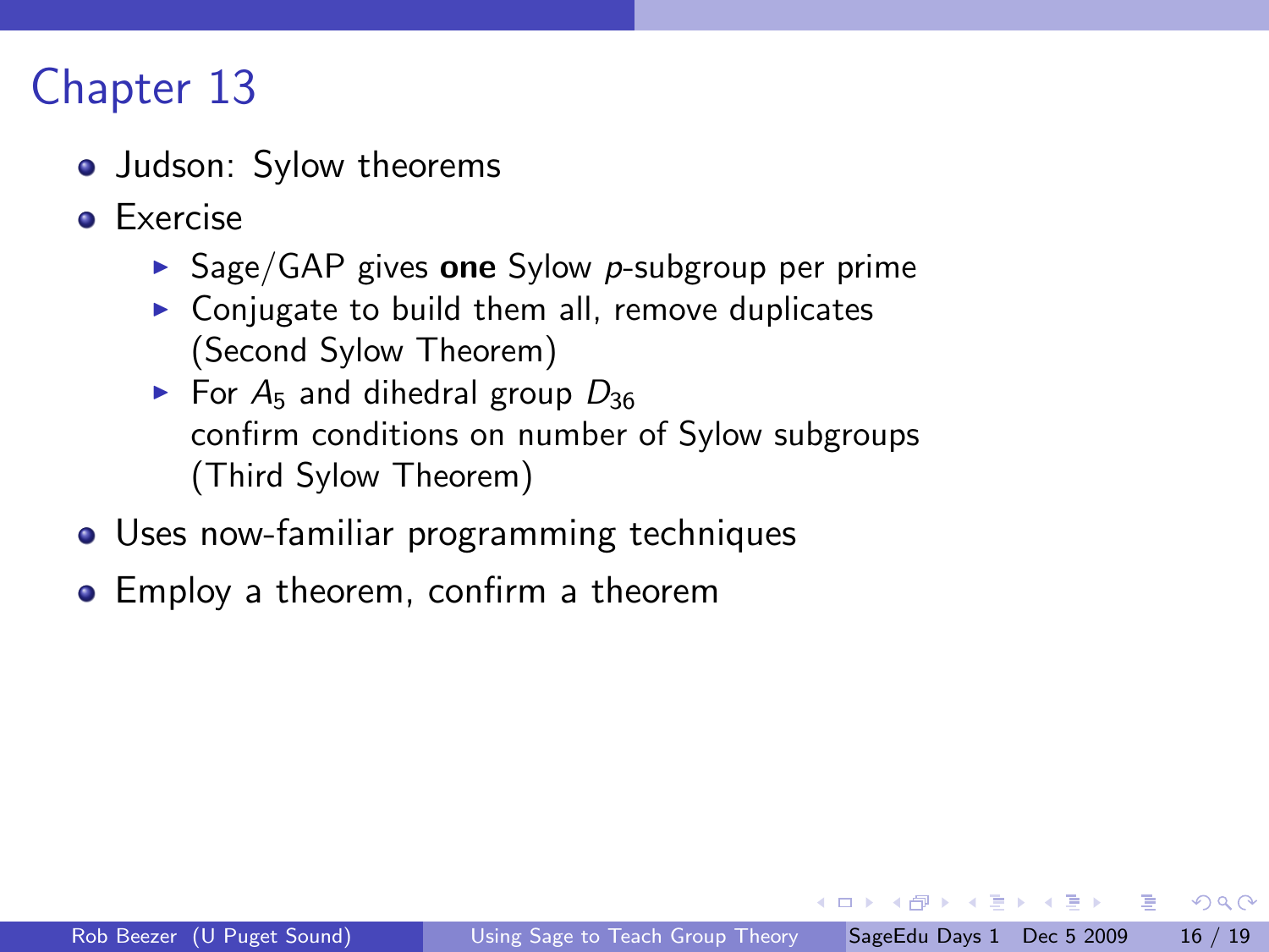# Chapter 13

- Judson: Sylow theorems
- Exercise
  - Sage/GAP gives **one** Sylow $p$-subgroup per prime
  - Conjugate to build them all, remove duplicates (Second Sylow Theorem)
  - For $A_5$ and dihedral group $D_{36}$ confirm conditions on number of Sylow subgroups (Third Sylow Theorem)
- Uses now-familiar programming techniques
- Employ a theorem, confirm a theorem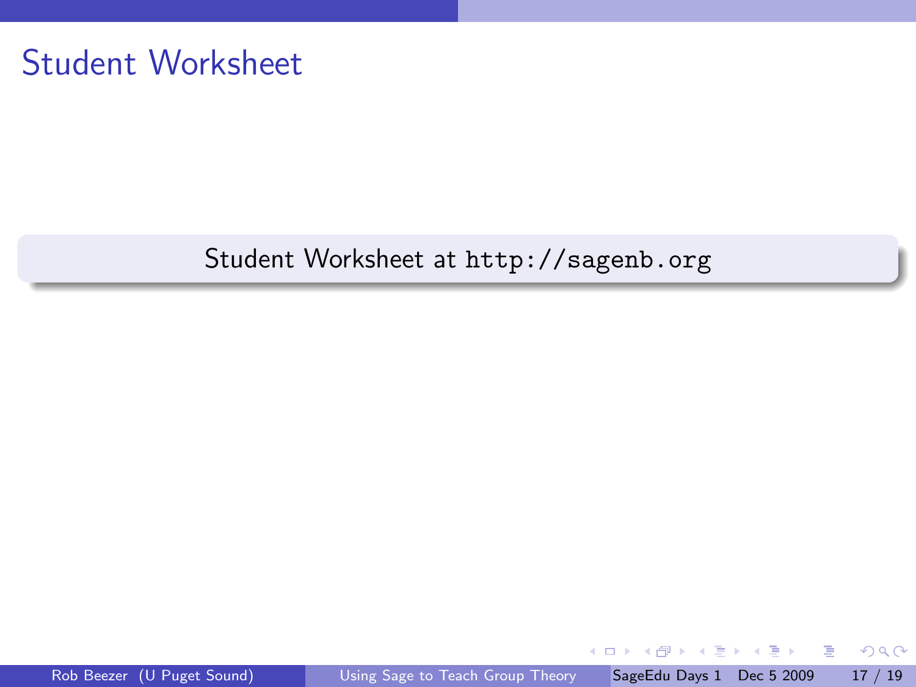# Student Worksheet

Student Worksheet at `http://sagenb.org`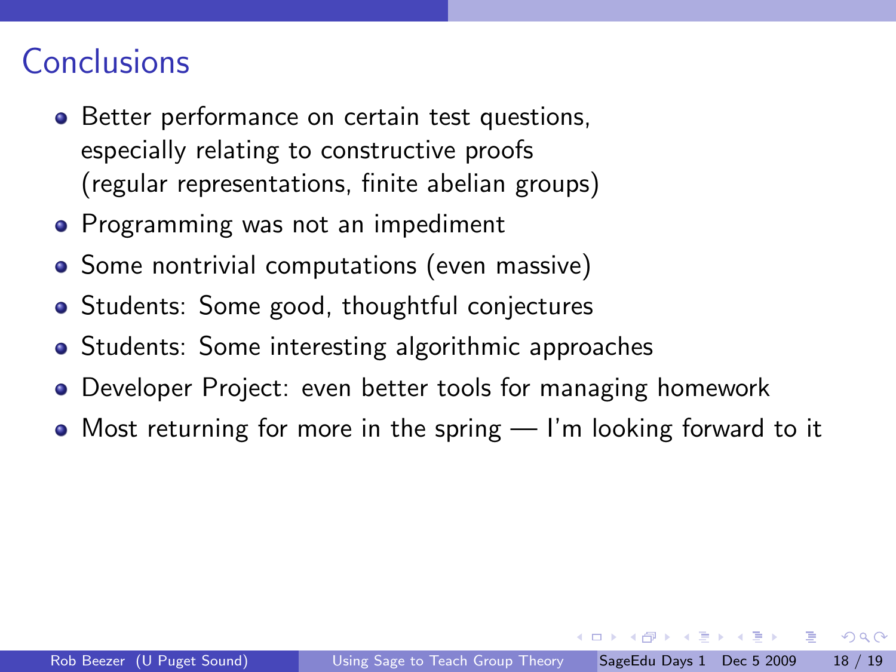# Conclusions

- Better performance on certain test questions, especially relating to constructive proofs (regular representations, finite abelian groups)
- Programming was not an impediment
- Some nontrivial computations (even massive)
- Students: Some good, thoughtful conjectures
- Students: Some interesting algorithmic approaches
- Developer Project: even better tools for managing homework
- Most returning for more in the spring — I'm looking forward to it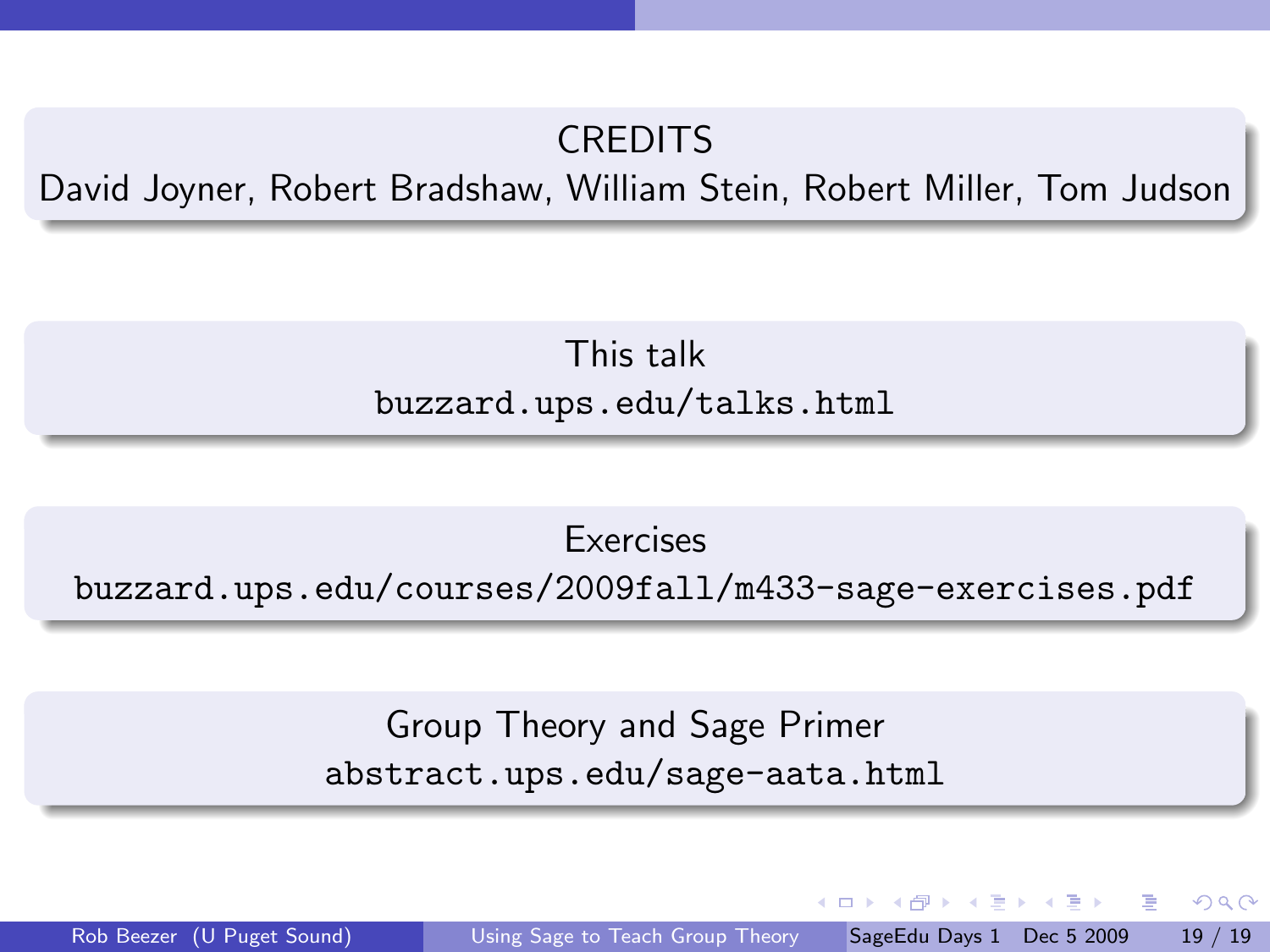**CREDITS**

David Joyner, Robert Bradshaw, William Stein, Robert Miller, Tom Judson

**This talk**

`buzzard.ups.edu/talks.html`

**Exercises**

`buzzard.ups.edu/courses/2009fall/m433-sage-exercises.pdf`

**Group Theory and Sage Primer**

`abstract.ups.edu/sage-aata.html`